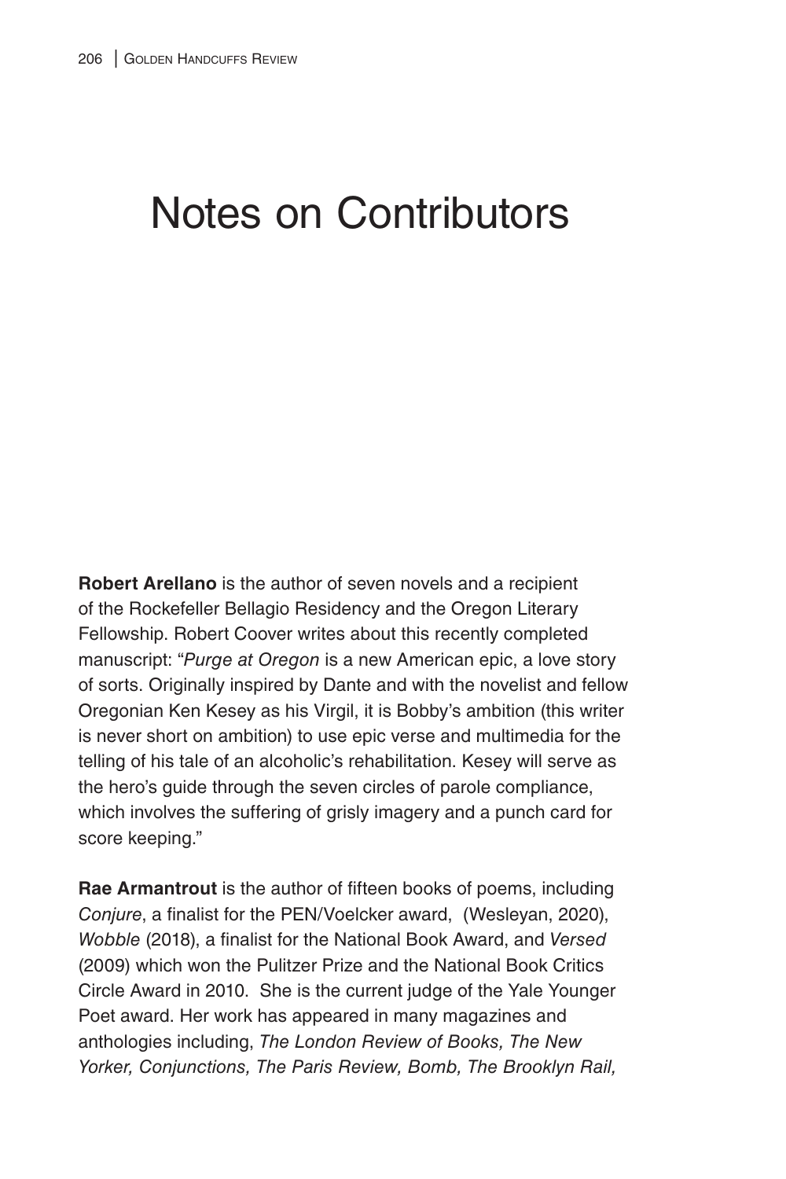# Notes on Contributors

**Robert Arellano** is the author of seven novels and a recipient of the Rockefeller Bellagio Residency and the Oregon Literary Fellowship. Robert Coover writes about this recently completed manuscript: "*Purge at Oregon* is a new American epic, a love story of sorts. Originally inspired by Dante and with the novelist and fellow Oregonian Ken Kesey as his Virgil, it is Bobby's ambition (this writer is never short on ambition) to use epic verse and multimedia for the telling of his tale of an alcoholic's rehabilitation. Kesey will serve as the hero's guide through the seven circles of parole compliance, which involves the suffering of grisly imagery and a punch card for score keeping."

**Rae Armantrout** is the author of fifteen books of poems, including *Conjure*, a finalist for the PEN/Voelcker award, (Wesleyan, 2020), *Wobble* (2018), a finalist for the National Book Award, and *Versed* (2009) which won the Pulitzer Prize and the National Book Critics Circle Award in 2010. She is the current judge of the Yale Younger Poet award. Her work has appeared in many magazines and anthologies including, *The London Review of Books, The New Yorker, Conjunctions, The Paris Review, Bomb, The Brooklyn Rail,*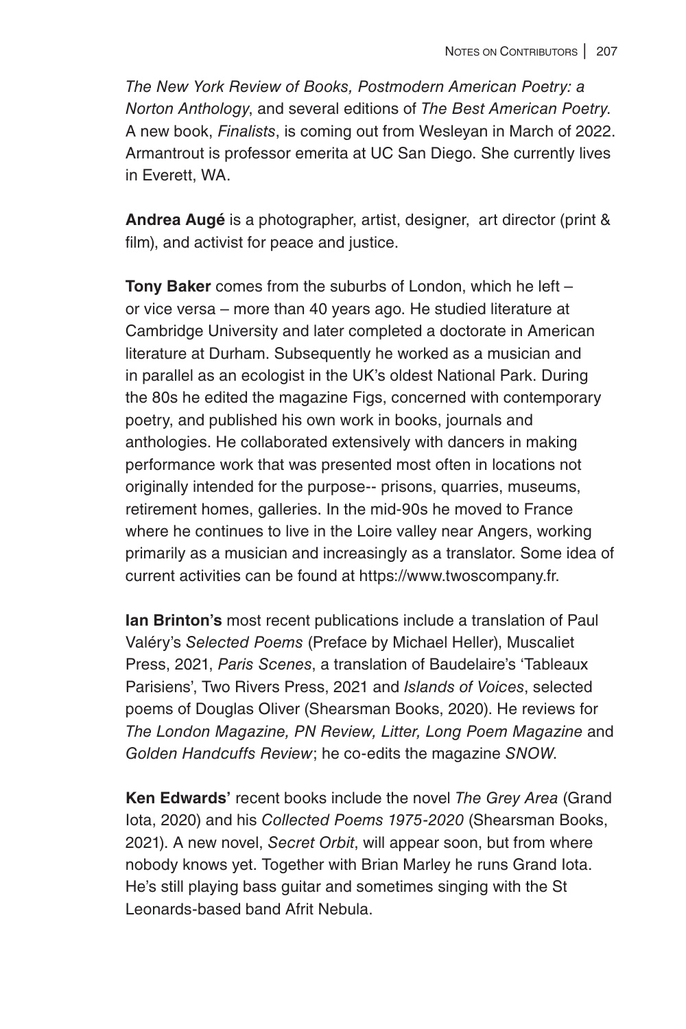*The New York Review of Books, Postmodern American Poetry: a Norton Anthology*, and several editions of *The Best American Poetry*. A new book, *Finalists*, is coming out from Wesleyan in March of 2022. Armantrout is professor emerita at UC San Diego. She currently lives in Everett, WA.

**Andrea Augé** is a photographer, artist, designer, art director (print & film), and activist for peace and justice.

**Tony Baker** comes from the suburbs of London, which he left – or vice versa – more than 40 years ago. He studied literature at Cambridge University and later completed a doctorate in American literature at Durham. Subsequently he worked as a musician and in parallel as an ecologist in the UK's oldest National Park. During the 80s he edited the magazine Figs, concerned with contemporary poetry, and published his own work in books, journals and anthologies. He collaborated extensively with dancers in making performance work that was presented most often in locations not originally intended for the purpose-- prisons, quarries, museums, retirement homes, galleries. In the mid-90s he moved to France where he continues to live in the Loire valley near Angers, working primarily as a musician and increasingly as a translator. Some idea of current activities can be found at https://www.twoscompany.fr.

**Ian Brinton's** most recent publications include a translation of Paul Valéry's *Selected Poems* (Preface by Michael Heller), Muscaliet Press, 2021, *Paris Scenes*, a translation of Baudelaire's 'Tableaux Parisiens', Two Rivers Press, 2021 and *Islands of Voices*, selected poems of Douglas Oliver (Shearsman Books, 2020). He reviews for *The London Magazine, PN Review, Litter, Long Poem Magazine* and *Golden Handcuffs Review*; he co-edits the magazine *SNOW*.

**Ken Edwards'** recent books include the novel *The Grey Area* (Grand Iota, 2020) and his *Collected Poems 1975-2020* (Shearsman Books, 2021). A new novel, *Secret Orbit*, will appear soon, but from where nobody knows yet. Together with Brian Marley he runs Grand Iota. He's still playing bass guitar and sometimes singing with the St Leonards-based band Afrit Nebula.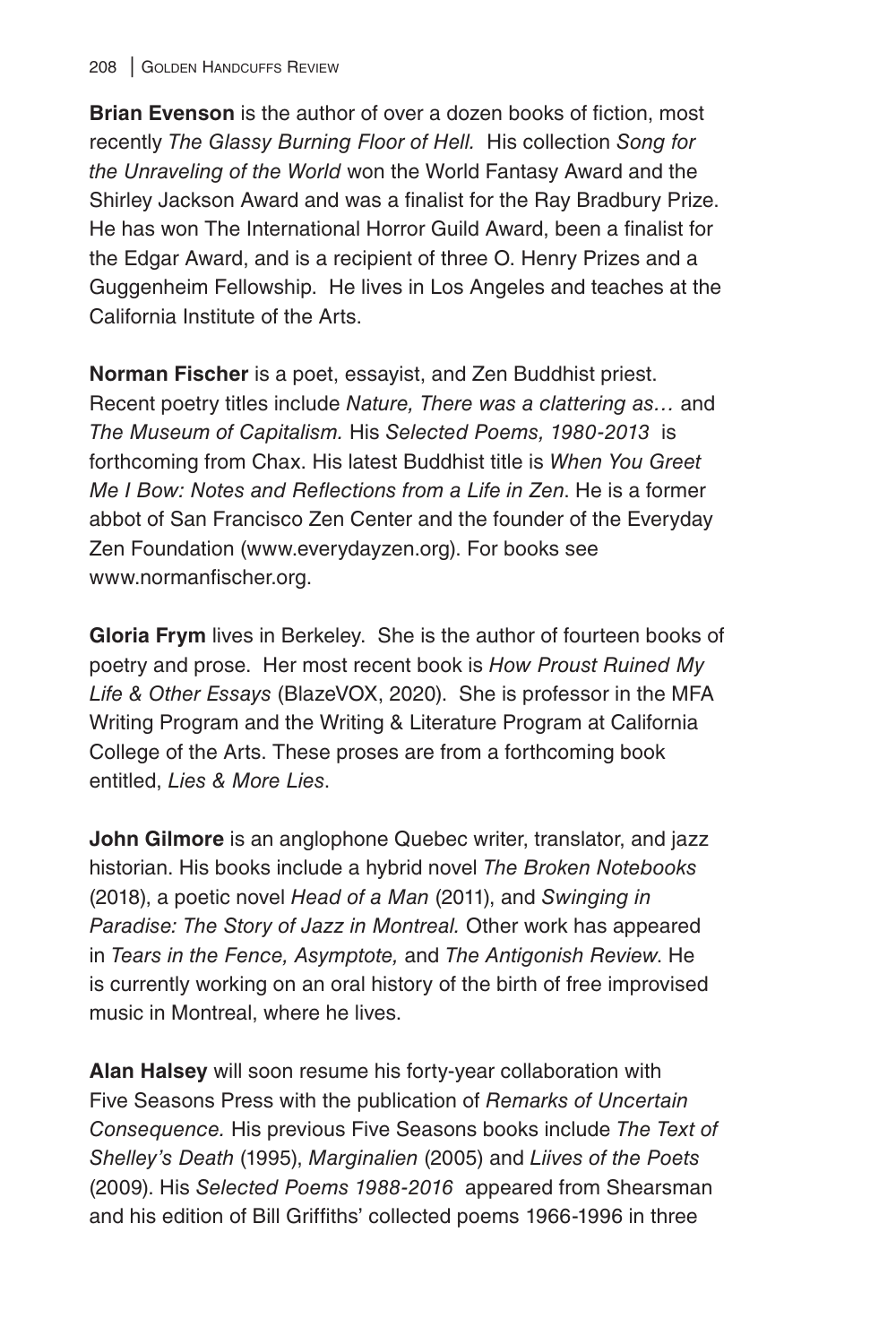**Brian Evenson** is the author of over a dozen books of fiction, most recently *The Glassy Burning Floor of Hell.* His collection *Song for the Unraveling of the World* won the World Fantasy Award and the Shirley Jackson Award and was a finalist for the Ray Bradbury Prize. He has won The International Horror Guild Award, been a finalist for the Edgar Award, and is a recipient of three O. Henry Prizes and a Guggenheim Fellowship. He lives in Los Angeles and teaches at the California Institute of the Arts.

**Norman Fischer** is a poet, essayist, and Zen Buddhist priest. Recent poetry titles include *Nature, There was a clattering as…* and *The Museum of Capitalism.* His *Selected Poems, 1980-2013* is forthcoming from Chax. His latest Buddhist title is *When You Greet Me I Bow: Notes and Reflections from a Life in Zen*. He is a former abbot of San Francisco Zen Center and the founder of the Everyday Zen Foundation (www.everydayzen.org). For books see www.normanfischer.org.

**Gloria Frym** lives in Berkeley. She is the author of fourteen books of poetry and prose. Her most recent book is *How Proust Ruined My Life & Other Essays* (BlazeVOX, 2020). She is professor in the MFA Writing Program and the Writing & Literature Program at California College of the Arts. These proses are from a forthcoming book entitled, *Lies & More Lies*.

**John Gilmore** is an anglophone Quebec writer, translator, and jazz historian. His books include a hybrid novel *The Broken Notebooks* (2018), a poetic novel *Head of a Man* (2011), and *Swinging in Paradise: The Story of Jazz in Montreal.* Other work has appeared in *Tears in the Fence, Asymptote,* and *The Antigonish Review*. He is currently working on an oral history of the birth of free improvised music in Montreal, where he lives.

**Alan Halsey** will soon resume his forty-year collaboration with Five Seasons Press with the publication of *Remarks of Uncertain Consequence.* His previous Five Seasons books include *The Text of Shelley's Death* (1995), *Marginalien* (2005) and *Liives of the Poets* (2009). His *Selected Poems 1988-2016* appeared from Shearsman and his edition of Bill Griffiths' collected poems 1966-1996 in three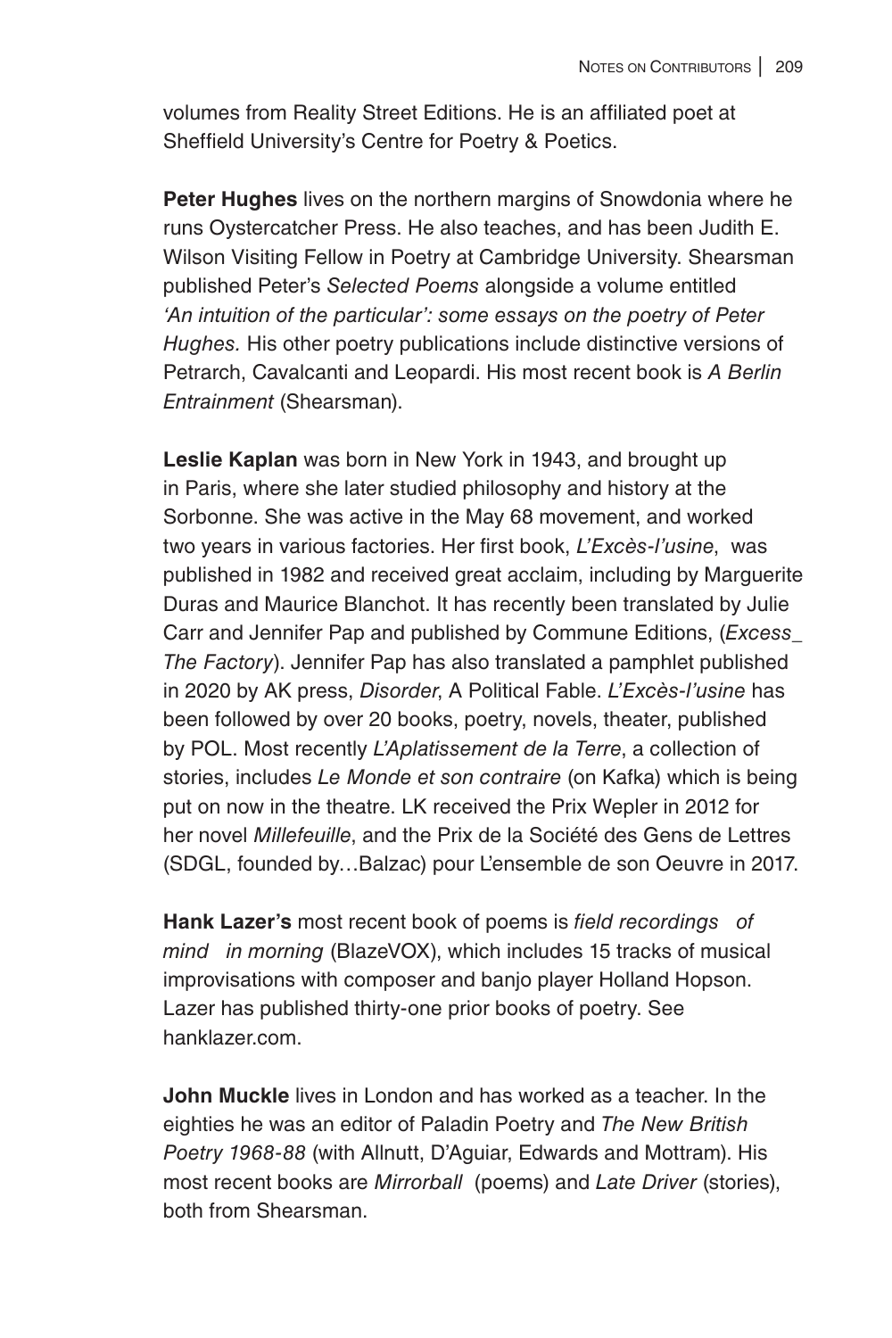volumes from Reality Street Editions. He is an affiliated poet at Sheffield University's Centre for Poetry & Poetics.

**Peter Hughes** lives on the northern margins of Snowdonia where he runs Oystercatcher Press. He also teaches, and has been Judith E. Wilson Visiting Fellow in Poetry at Cambridge University. Shearsman published Peter's *Selected Poems* alongside a volume entitled *'An intuition of the particular': some essays on the poetry of Peter Hughes.* His other poetry publications include distinctive versions of Petrarch, Cavalcanti and Leopardi. His most recent book is *A Berlin Entrainment* (Shearsman).

**Leslie Kaplan** was born in New York in 1943, and brought up in Paris, where she later studied philosophy and history at the Sorbonne. She was active in the May 68 movement, and worked two years in various factories. Her first book, *L'Excès-l'usine*, was published in 1982 and received great acclaim, including by Marguerite Duras and Maurice Blanchot. It has recently been translated by Julie Carr and Jennifer Pap and published by Commune Editions, (*Excess_ The Factory*). Jennifer Pap has also translated a pamphlet published in 2020 by AK press, *Disorder*, A Political Fable. *L'Excès-l'usine* has been followed by over 20 books, poetry, novels, theater, published by POL. Most recently *L'Aplatissement de la Terre*, a collection of stories, includes *Le Monde et son contraire* (on Kafka) which is being put on now in the theatre. LK received the Prix Wepler in 2012 for her novel *Millefeuille*, and the Prix de la Société des Gens de Lettres (SDGL, founded by…Balzac) pour L'ensemble de son Oeuvre in 2017.

**Hank Lazer's** most recent book of poems is *field recordings of mind in morning* (BlazeVOX), which includes 15 tracks of musical improvisations with composer and banjo player Holland Hopson. Lazer has published thirty-one prior books of poetry. See hanklazer.com.

**John Muckle** lives in London and has worked as a teacher. In the eighties he was an editor of Paladin Poetry and *The New British Poetry 1968-88* (with Allnutt, D'Aguiar, Edwards and Mottram). His most recent books are *Mirrorball* (poems) and *Late Driver* (stories), both from Shearsman.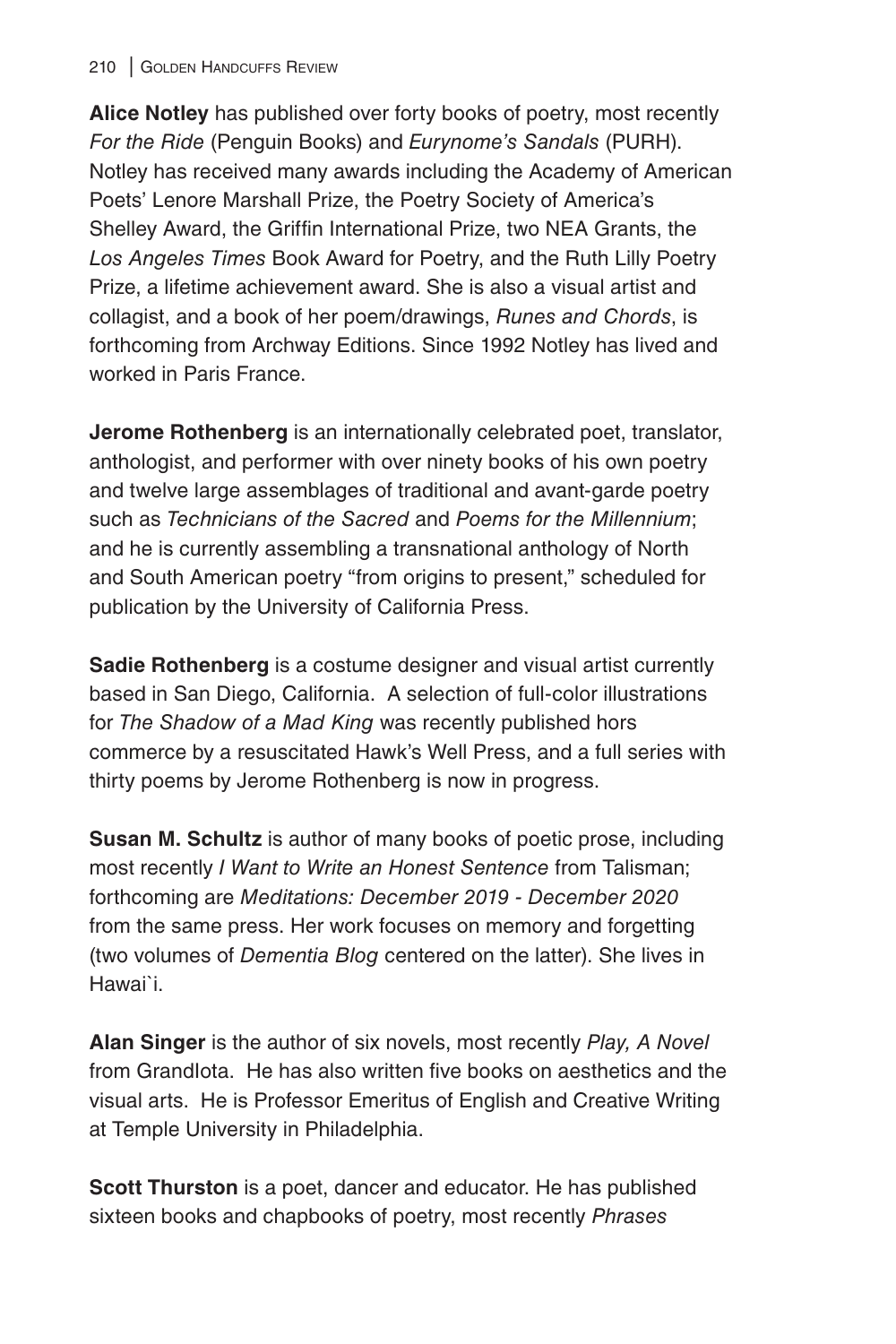**Alice Notley** has published over forty books of poetry, most recently *For the Ride* (Penguin Books) and *Eurynome's Sandals* (PURH). Notley has received many awards including the Academy of American Poets' Lenore Marshall Prize, the Poetry Society of America's Shelley Award, the Griffin International Prize, two NEA Grants, the *Los Angeles Times* Book Award for Poetry, and the Ruth Lilly Poetry Prize, a lifetime achievement award. She is also a visual artist and collagist, and a book of her poem/drawings, *Runes and Chords*, is forthcoming from Archway Editions. Since 1992 Notley has lived and worked in Paris France.

**Jerome Rothenberg** is an internationally celebrated poet, translator, anthologist, and performer with over ninety books of his own poetry and twelve large assemblages of traditional and avant-garde poetry such as *Technicians of the Sacred* and *Poems for the Millennium*; and he is currently assembling a transnational anthology of North and South American poetry "from origins to present," scheduled for publication by the University of California Press.

**Sadie Rothenberg** is a costume designer and visual artist currently based in San Diego, California. A selection of full-color illustrations for *The Shadow of a Mad King* was recently published hors commerce by a resuscitated Hawk's Well Press, and a full series with thirty poems by Jerome Rothenberg is now in progress.

**Susan M. Schultz** is author of many books of poetic prose, including most recently *I Want to Write an Honest Sentence* from Talisman; forthcoming are *Meditations: December 2019 - December 2020* from the same press. Her work focuses on memory and forgetting (two volumes of *Dementia Blog* centered on the latter). She lives in Hawai`i.

**Alan Singer** is the author of six novels, most recently *Play, A Novel* from GrandIota. He has also written five books on aesthetics and the visual arts. He is Professor Emeritus of English and Creative Writing at Temple University in Philadelphia.

**Scott Thurston** is a poet, dancer and educator. He has published sixteen books and chapbooks of poetry, most recently *Phrases*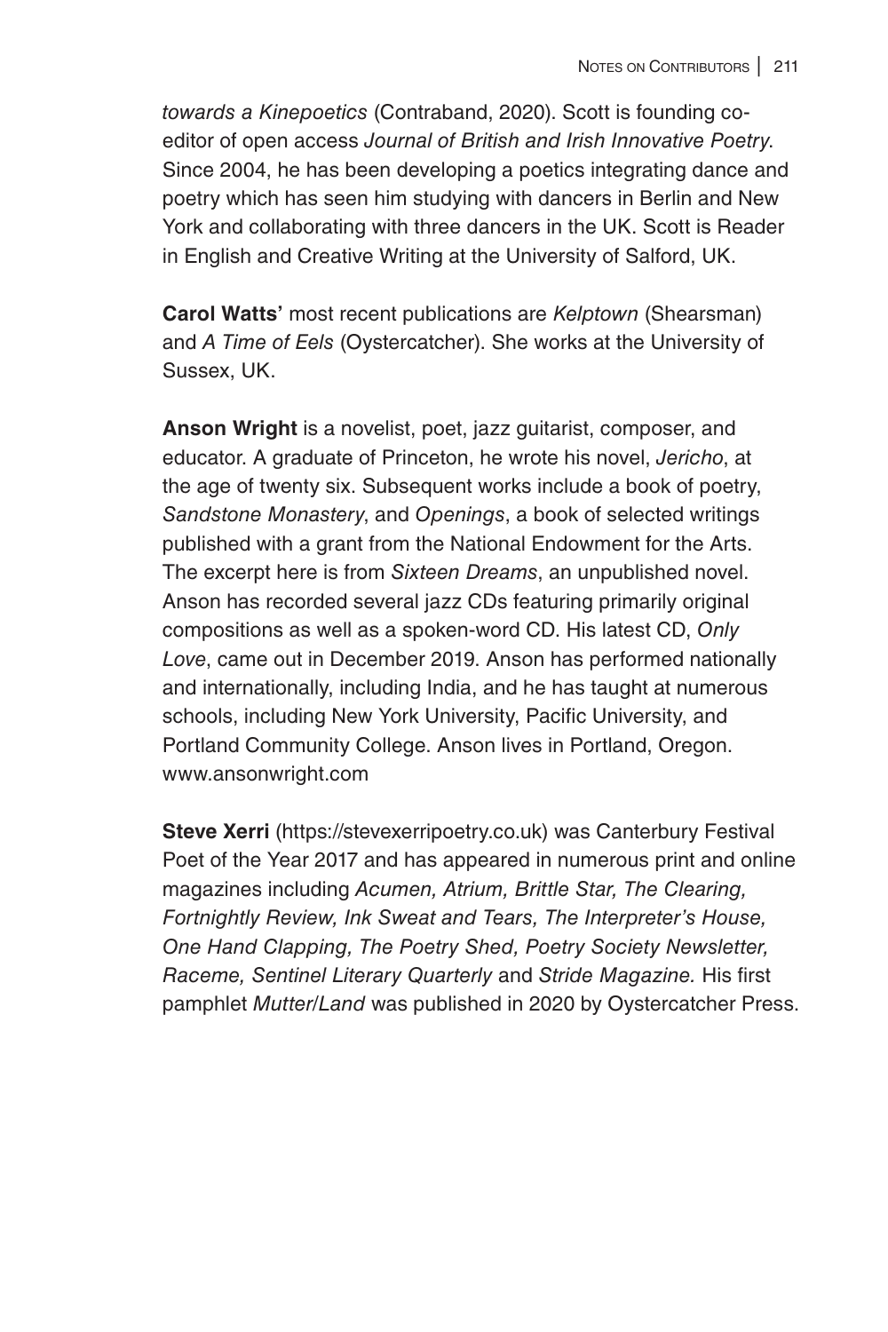*towards a Kinepoetics* (Contraband, 2020). Scott is founding co-editor of open access *Journal of British and Irish Innovative Poetry*. Since 2004, he has been developing a poetics integrating dance and poetry which has seen him studying with dancers in Berlin and New York and collaborating with three dancers in the UK. Scott is Reader in English and Creative Writing at the University of Salford, UK.

**Carol Watts'** most recent publications are *Kelptown* (Shearsman) and *A Time of Eels* (Oystercatcher). She works at the University of Sussex, UK.

**Anson Wright** is a novelist, poet, jazz guitarist, composer, and educator. A graduate of Princeton, he wrote his novel, *Jericho*, at the age of twenty six. Subsequent works include a book of poetry, *Sandstone Monastery*, and *Openings*, a book of selected writings published with a grant from the National Endowment for the Arts. The excerpt here is from *Sixteen Dreams*, an unpublished novel. Anson has recorded several jazz CDs featuring primarily original compositions as well as a spoken-word CD. His latest CD, *Only Love*, came out in December 2019. Anson has performed nationally and internationally, including India, and he has taught at numerous schools, including New York University, Pacific University, and Portland Community College. Anson lives in Portland, Oregon. www.ansonwright.com

**Steve Xerri** (https://stevexerripoetry.co.uk) was Canterbury Festival Poet of the Year 2017 and has appeared in numerous print and online magazines including *Acumen, Atrium, Brittle Star, The Clearing, Fortnightly Review, Ink Sweat and Tears, The Interpreter's House, One Hand Clapping, The Poetry Shed, Poetry Society Newsletter, Raceme, Sentinel Literary Quarterly* and *Stride Magazine.* His first pamphlet *Mutter/Land* was published in 2020 by Oystercatcher Press.